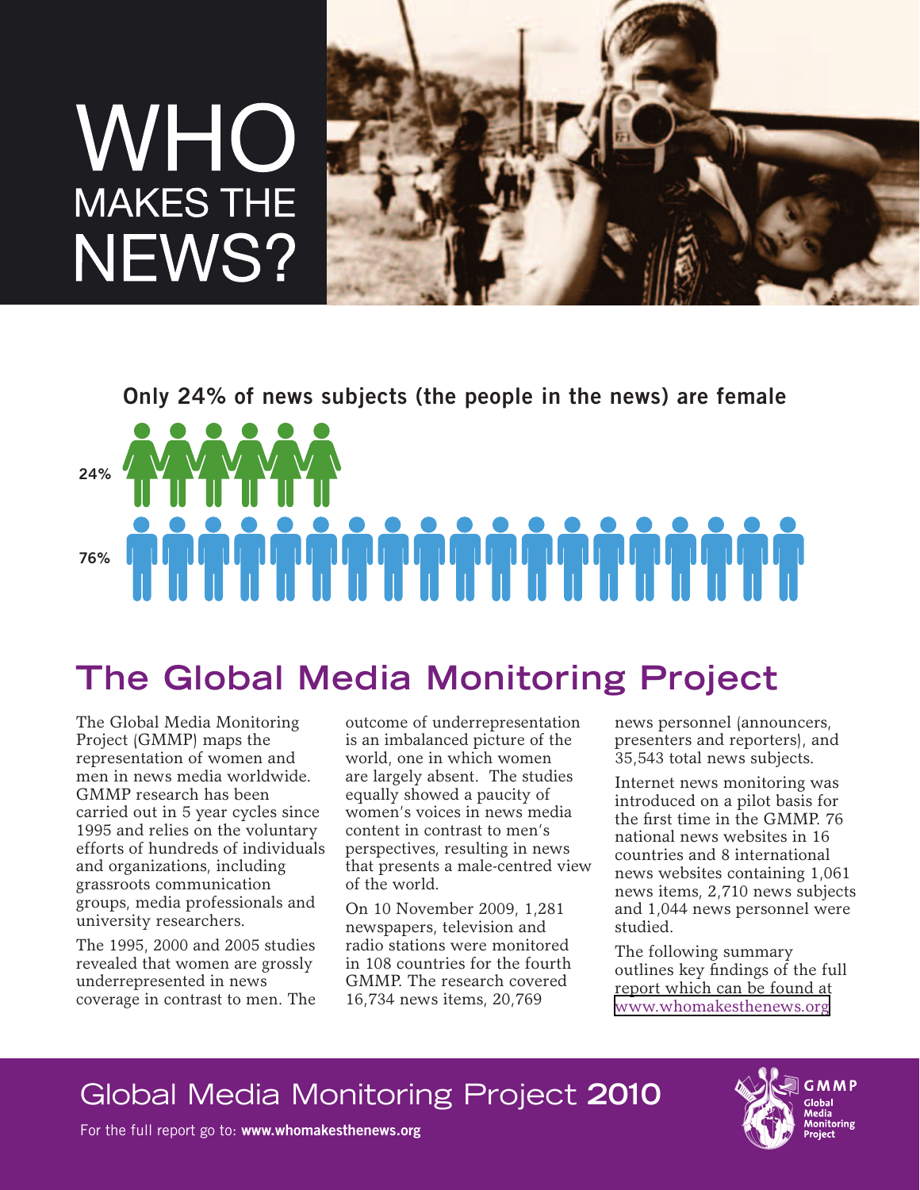# WHO MAKES THE NEWS?

**Only 24% of news subjects (the people in the news) are female**

24%

76%

## The Global Media Monitoring Project

The Global Media Monitoring Project (GMMP) maps the representation of women and men in news media worldwide. GMMP research has been carried out in 5 year cycles since 1995 and relies on the voluntary efforts of hundreds of individuals and organizations, including grassroots communication groups, media professionals and university researchers.

The 1995, 2000 and 2005 studies revealed that women are grossly underrepresented in news coverage in contrast to men. The outcome of underrepresentation is an imbalanced picture of the world, one in which women are largely absent. The studies equally showed a paucity of women's voices in news media content in contrast to men's perspectives, resulting in news that presents a male-centred view of the world.

On 10 November 2009, 1,281 newspapers, television and radio stations were monitored in 108 countries for the fourth GMMP. The research covered 16,734 news items, 20,769 news personnel (announcers, presenters and reporters), and 35,543 total news subjects.

Internet news monitoring was introduced on a pilot basis for the first time in the GMMP. 76 national news websites in 16 countries and 8 international news websites containing 1,061 news items, 2,710 news subjects and 1,044 news personnel were studied.

The following summary outlines key findings of the full report which can be found at www.whomakesthenews.org

Global Media Monitoring Project **2010**

For the full report go to: **www.whomakesthenews.org**

GMMP Global Media Monitoring Project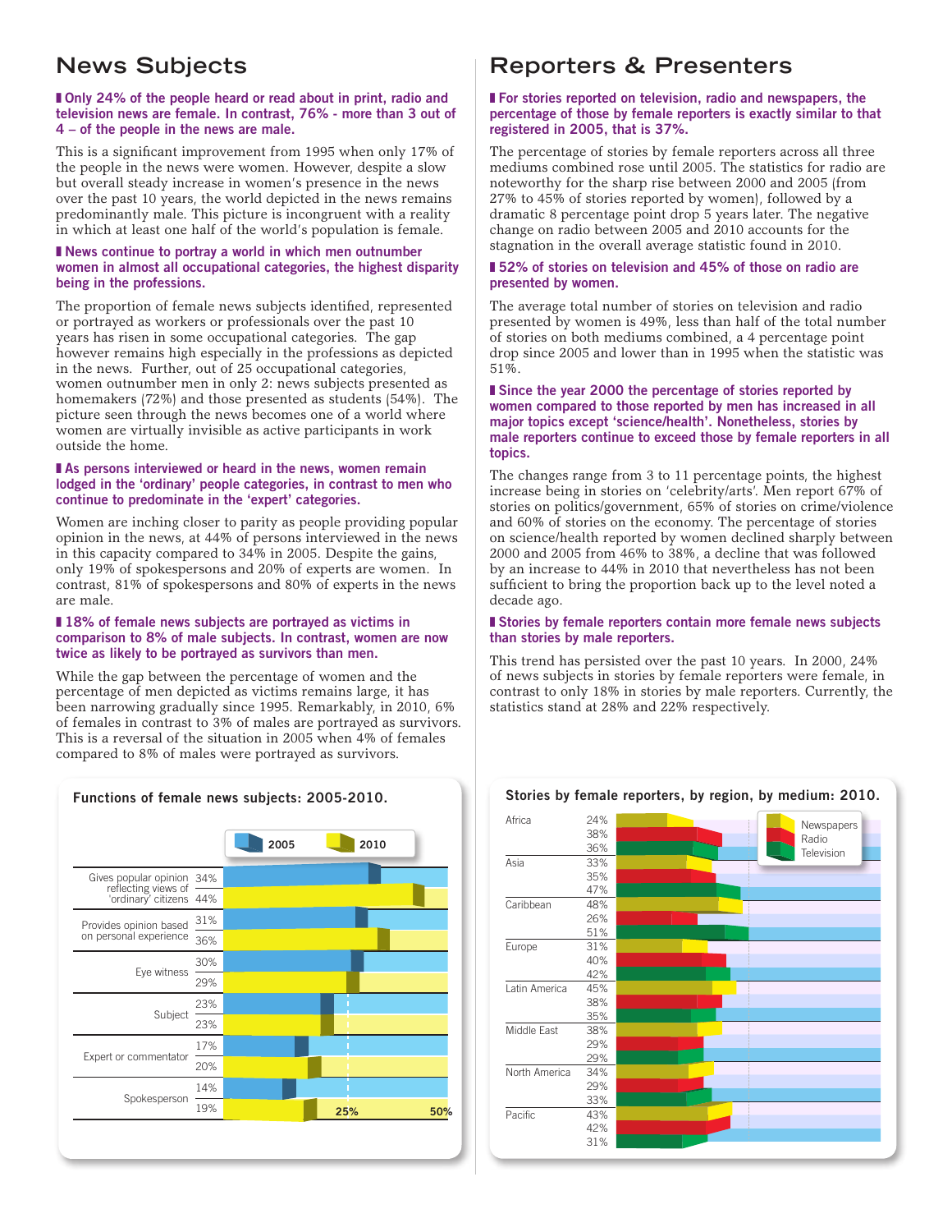## News Subjects

**Only 24% of the people heard or read about in print, radio and television news are female. In contrast, 76% - more than 3 out of 4 – of the people in the news are male.**

This is a significant improvement from 1995 when only 17% of the people in the news were women. However, despite a slow but overall steady increase in women's presence in the news over the past 10 years, the world depicted in the news remains predominantly male. This picture is incongruent with a reality in which at least one half of the world's population is female.

**News continue to portray a world in which men outnumber women in almost all occupational categories, the highest disparity being in the professions.**

The proportion of female news subjects identified, represented or portrayed as workers or professionals over the past 10 years has risen in some occupational categories. The gap however remains high especially in the professions as depicted in the news. Further, out of 25 occupational categories, women outnumber men in only 2: news subjects presented as homemakers (72%) and those presented as students (54%). The picture seen through the news becomes one of a world where women are virtually invisible as active participants in work outside the home.

**As persons interviewed or heard in the news, women remain lodged in the 'ordinary' people categories, in contrast to men who continue to predominate in the 'expert' categories.**

Women are inching closer to parity as people providing popular opinion in the news, at 44% of persons interviewed in the news in this capacity compared to 34% in 2005. Despite the gains, only 19% of spokespersons and 20% of experts are women. In contrast, 81% of spokespersons and 80% of experts in the news are male.

**18% of female news subjects are portrayed as victims in comparison to 8% of male subjects. In contrast, women are now twice as likely to be portrayed as survivors than men.**

While the gap between the percentage of women and the percentage of men depicted as victims remains large, it has been narrowing gradually since 1995. Remarkably, in 2010, 6% of females in contrast to 3% of males are portrayed as survivors. This is a reversal of the situation in 2005 when 4% of females compared to 8% of males were portrayed as survivors.

**Functions of female news subjects: 2005-2010.**

| Function | 2005 | 2010 |
|---|---|---|
| Gives popular opinion reflecting views of 'ordinary' citizens | 34% | 44% |
| Provides opinion based on personal experience | 31% | 36% |
| Eye witness | 30% | 29% |
| Subject | 23% | 23% |
| Expert or commentator | 17% | 20% |
| Spokesperson | 14% | 19% |

## Reporters & Presenters

**For stories reported on television, radio and newspapers, the percentage of those by female reporters is exactly similar to that registered in 2005, that is 37%.**

The percentage of stories by female reporters across all three mediums combined rose until 2005. The statistics for radio are noteworthy for the sharp rise between 2000 and 2005 (from 27% to 45% of stories reported by women), followed by a dramatic 8 percentage point drop 5 years later. The negative change on radio between 2005 and 2010 accounts for the stagnation in the overall average statistic found in 2010.

**52% of stories on television and 45% of those on radio are presented by women.**

The average total number of stories on television and radio presented by women is 49%, less than half of the total number of stories on both mediums combined, a 4 percentage point drop since 2005 and lower than in 1995 when the statistic was 51%.

**Since the year 2000 the percentage of stories reported by women compared to those reported by men has increased in all major topics except 'science/health'. Nonetheless, stories by male reporters continue to exceed those by female reporters in all topics.**

The changes range from 3 to 11 percentage points, the highest increase being in stories on 'celebrity/arts'. Men report 67% of stories on politics/government, 65% of stories on crime/violence and 60% of stories on the economy. The percentage of stories on science/health reported by women declined sharply between 2000 and 2005 from 46% to 38%, a decline that was followed by an increase to 44% in 2010 that nevertheless has not been sufficient to bring the proportion back up to the level noted a decade ago.

**Stories by female reporters contain more female news subjects than stories by male reporters.**

This trend has persisted over the past 10 years. In 2000, 24% of news subjects in stories by female reporters were female, in contrast to only 18% in stories by male reporters. Currently, the statistics stand at 28% and 22% respectively.

**Stories by female reporters, by region, by medium: 2010.**

| Region | Newspapers | Radio | Television |
|---|---|---|---|
| Africa | 24% | 38% | 36% |
| Asia | 33% | 35% | 47% |
| Caribbean | 48% | 26% | 51% |
| Europe | 31% | 40% | 42% |
| Latin America | 45% | 38% | 35% |
| Middle East | 38% | 29% | 29% |
| North America | 34% | 29% | 33% |
| Pacific | 43% | 42% | 31% |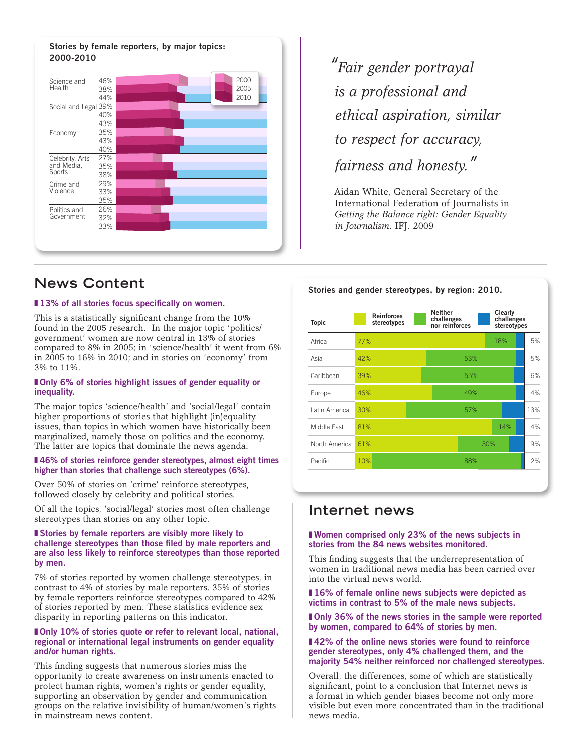**Stories by female reporters, by major topics: 2000-2010**

| Topic | 2000 | 2005 | 2010 |
|---|---|---|---|
| Science and Health | 46% | 38% | 44% |
| Social and Legal | 39% | 40% | 43% |
| Economy | 35% | 43% | 40% |
| Celebrity, Arts and Media, Sports | 27% | 35% | 38% |
| Crime and Violence | 29% | 33% | 35% |
| Politics and Government | 26% | 32% | 33% |

*"Fair gender portrayal is a professional and ethical aspiration, similar to respect for accuracy, fairness and honesty."*

Aidan White, General Secretary of the International Federation of Journalists in *Getting the Balance right: Gender Equality in Journalism*. IFJ. 2009

## News Content

**13% of all stories focus specifically on women.**

This is a statistically significant change from the 10% found in the 2005 research. In the major topic 'politics/government' women are now central in 13% of stories compared to 8% in 2005; in 'science/health' it went from 6% in 2005 to 16% in 2010; and in stories on 'economy' from 3% to 11%.

**Only 6% of stories highlight issues of gender equality or inequality.**

The major topics 'science/health' and 'social/legal' contain higher proportions of stories that highlight (in)equality issues, than topics in which women have historically been marginalized, namely those on politics and the economy. The latter are topics that dominate the news agenda.

**46% of stories reinforce gender stereotypes, almost eight times higher than stories that challenge such stereotypes (6%).**

Over 50% of stories on 'crime' reinforce stereotypes, followed closely by celebrity and political stories.

Of all the topics, 'social/legal' stories most often challenge stereotypes than stories on any other topic.

**Stories by female reporters are visibly more likely to challenge stereotypes than those filed by male reporters and are also less likely to reinforce stereotypes than those reported by men.**

7% of stories reported by women challenge stereotypes, in contrast to 4% of stories by male reporters. 35% of stories by female reporters reinforce stereotypes compared to 42% of stories reported by men. These statistics evidence sex disparity in reporting patterns on this indicator.

**Only 10% of stories quote or refer to relevant local, national, regional or international legal instruments on gender equality and/or human rights.**

This finding suggests that numerous stories miss the opportunity to create awareness on instruments enacted to protect human rights, women's rights or gender equality, supporting an observation by gender and communication groups on the relative invisibility of human/women's rights in mainstream news content.

**Stories and gender stereotypes, by region: 2010.**

| Topic | Reinforces stereotypes | Neither challenges nor reinforces | Clearly challenges stereotypes |
|---|---|---|---|
| Africa | 77% | 18% | 5% |
| Asia | 42% | 53% | 5% |
| Caribbean | 39% | 55% | 6% |
| Europe | 46% | 49% | 4% |
| Latin America | 30% | 57% | 13% |
| Middle East | 81% | 14% | 4% |
| North America | 61% | 30% | 9% |
| Pacific | 10% | 88% | 2% |

## Internet news

**Women comprised only 23% of the news subjects in stories from the 84 news websites monitored.**

This finding suggests that the underrepresentation of women in traditional news media has been carried over into the virtual news world.

**16% of female online news subjects were depicted as victims in contrast to 5% of the male news subjects.**

**Only 36% of the news stories in the sample were reported by women, compared to 64% of stories by men.**

**42% of the online news stories were found to reinforce gender stereotypes, only 4% challenged them, and the majority 54% neither reinforced nor challenged stereotypes.**

Overall, the differences, some of which are statistically significant, point to a conclusion that Internet news is a format in which gender biases become not only more visible but even more concentrated than in the traditional news media.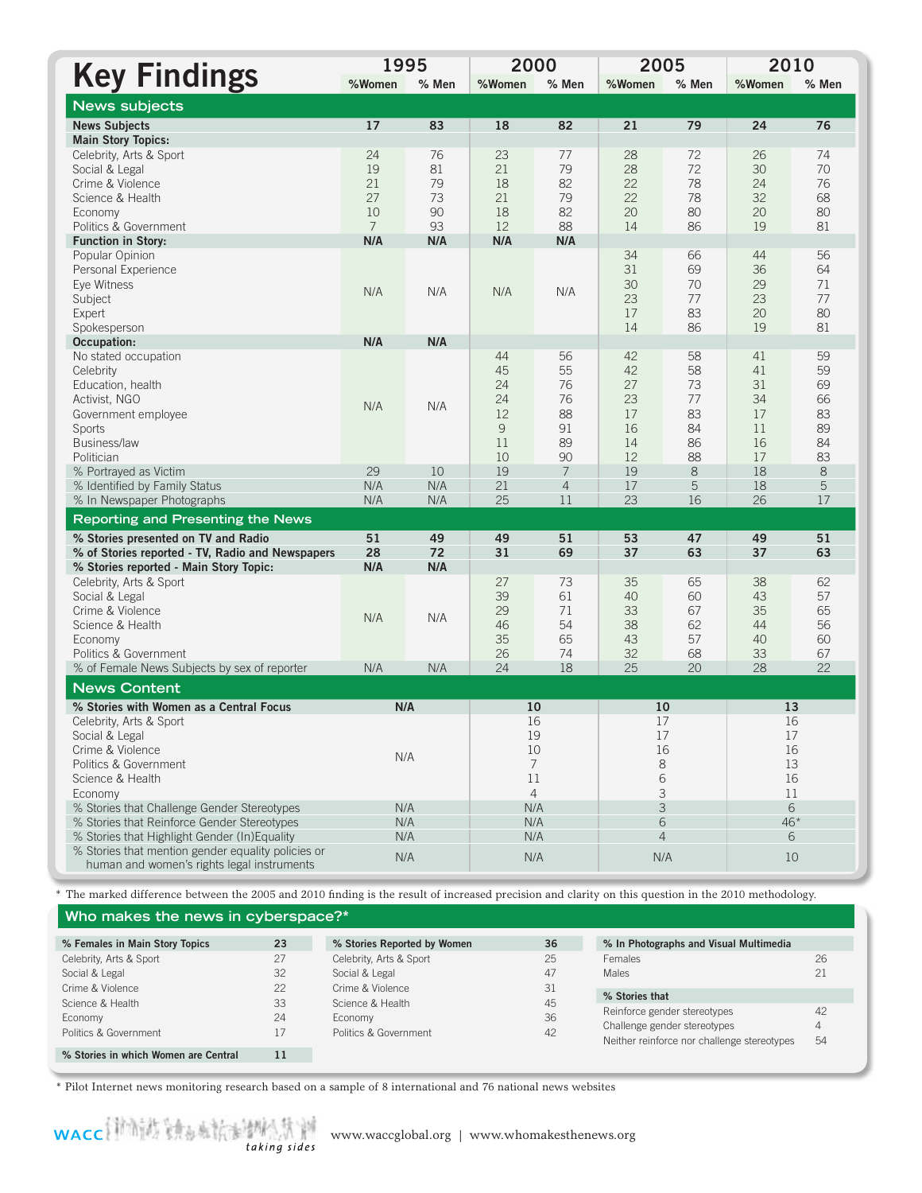# Key Findings

| | 1995 | | 2000 | | 2005 | | 2010 | |
|---|---|---|---|---|---|---|---|---|
| | %Women | % Men | %Women | % Men | %Women | % Men | %Women | % Men |
| **News subjects** | | | | | | | | |
| **News Subjects** | **17** | **83** | **18** | **82** | **21** | **79** | **24** | **76** |
| **Main Story Topics:** | | | | | | | | |
| Celebrity, Arts & Sport | 24 | 76 | 23 | 77 | 28 | 72 | 26 | 74 |
| Social & Legal | 19 | 81 | 21 | 79 | 28 | 72 | 30 | 70 |
| Crime & Violence | 21 | 79 | 18 | 82 | 22 | 78 | 24 | 76 |
| Science & Health | 27 | 73 | 21 | 79 | 22 | 78 | 32 | 68 |
| Economy | 10 | 90 | 18 | 82 | 20 | 80 | 20 | 80 |
| Politics & Government | 7 | 93 | 12 | 88 | 14 | 86 | 19 | 81 |
| **Function in Story:** | **N/A** | **N/A** | **N/A** | **N/A** | | | | |
| Popular Opinion | N/A | N/A | N/A | N/A | 34 | 66 | 44 | 56 |
| Personal Experience | | | | | 31 | 69 | 36 | 64 |
| Eye Witness | | | | | 30 | 70 | 29 | 71 |
| Subject | | | | | 23 | 77 | 23 | 77 |
| Expert | | | | | 17 | 83 | 20 | 80 |
| Spokesperson | | | | | 14 | 86 | 19 | 81 |
| **Occupation:** | **N/A** | **N/A** | | | | | | |
| No stated occupation | N/A | N/A | 44 | 56 | 42 | 58 | 41 | 59 |
| Celebrity | | | 45 | 55 | 42 | 58 | 41 | 59 |
| Education, health | | | 24 | 76 | 27 | 73 | 31 | 69 |
| Activist, NGO | | | 24 | 76 | 23 | 77 | 34 | 66 |
| Government employee | | | 12 | 88 | 17 | 83 | 17 | 83 |
| Sports | | | 9 | 91 | 16 | 84 | 11 | 89 |
| Business/law | | | 11 | 89 | 14 | 86 | 16 | 84 |
| Politician | | | 10 | 90 | 12 | 88 | 17 | 83 |
| % Portrayed as Victim | 29 | 10 | 19 | 7 | 19 | 8 | 18 | 8 |
| % Identified by Family Status | N/A | N/A | 21 | 4 | 17 | 5 | 18 | 5 |
| % In Newspaper Photographs | N/A | N/A | 25 | 11 | 23 | 16 | 26 | 17 |
| **Reporting and Presenting the News** | | | | | | | | |
| **% Stories presented on TV and Radio** | **51** | **49** | **49** | **51** | **53** | **47** | **49** | **51** |
| **% of Stories reported - TV, Radio and Newspapers** | **28** | **72** | **31** | **69** | **37** | **63** | **37** | **63** |
| **% Stories reported - Main Story Topic:** | **N/A** | **N/A** | | | | | | |
| Celebrity, Arts & Sport | N/A | N/A | 27 | 73 | 35 | 65 | 38 | 62 |
| Social & Legal | | | 39 | 61 | 40 | 60 | 43 | 57 |
| Crime & Violence | | | 29 | 71 | 33 | 67 | 35 | 65 |
| Science & Health | | | 46 | 54 | 38 | 62 | 44 | 56 |
| Economy | | | 35 | 65 | 43 | 57 | 40 | 60 |
| Politics & Government | | | 26 | 74 | 32 | 68 | 33 | 67 |
| % of Female News Subjects by sex of reporter | N/A | N/A | 24 | 18 | 25 | 20 | 28 | 22 |
| **News Content** | | | | | | | | |
| **% Stories with Women as a Central Focus** | **N/A** | | **10** | | **10** | | **13** | |
| Celebrity, Arts & Sport | N/A | | 16 | | 17 | | 16 | |
| Social & Legal | | | 19 | | 17 | | 17 | |
| Crime & Violence | | | 10 | | 16 | | 16 | |
| Politics & Government | | | 7 | | 8 | | 13 | |
| Science & Health | | | 11 | | 6 | | 16 | |
| Economy | | | 4 | | 3 | | 11 | |
| % Stories that Challenge Gender Stereotypes | N/A | | N/A | | 3 | | 6 | |
| % Stories that Reinforce Gender Stereotypes | N/A | | N/A | | 6 | | 46* | |
| % Stories that Highlight Gender (In)Equality | N/A | | N/A | | 4 | | 6 | |
| % Stories that mention gender equality policies or human and women's rights legal instruments | N/A | | N/A | | N/A | | 10 | |

* The marked difference between the 2005 and 2010 finding is the result of increased precision and clarity on this question in the 2010 methodology.

## Who makes the news in cyberspace?*

| **% Females in Main Story Topics** | **23** |
|---|---|
| Celebrity, Arts & Sport | 27 |
| Social & Legal | 32 |
| Crime & Violence | 22 |
| Science & Health | 33 |
| Economy | 24 |
| Politics & Government | 17 |
| **% Stories in which Women are Central** | **11** |

| **% Stories Reported by Women** | **36** |
|---|---|
| Celebrity, Arts & Sport | 25 |
| Social & Legal | 47 |
| Crime & Violence | 31 |
| Science & Health | 45 |
| Economy | 36 |
| Politics & Government | 42 |

| **% In Photographs and Visual Multimedia** | |
|---|---|
| Females | 26 |
| Males | 21 |
| **% Stories that** | |
| Reinforce gender stereotypes | 42 |
| Challenge gender stereotypes | 4 |
| Neither reinforce nor challenge stereotypes | 54 |

* Pilot Internet news monitoring research based on a sample of 8 international and 76 national news websites

WACC taking sides

www.waccglobal.org | www.whomakesthenews.org